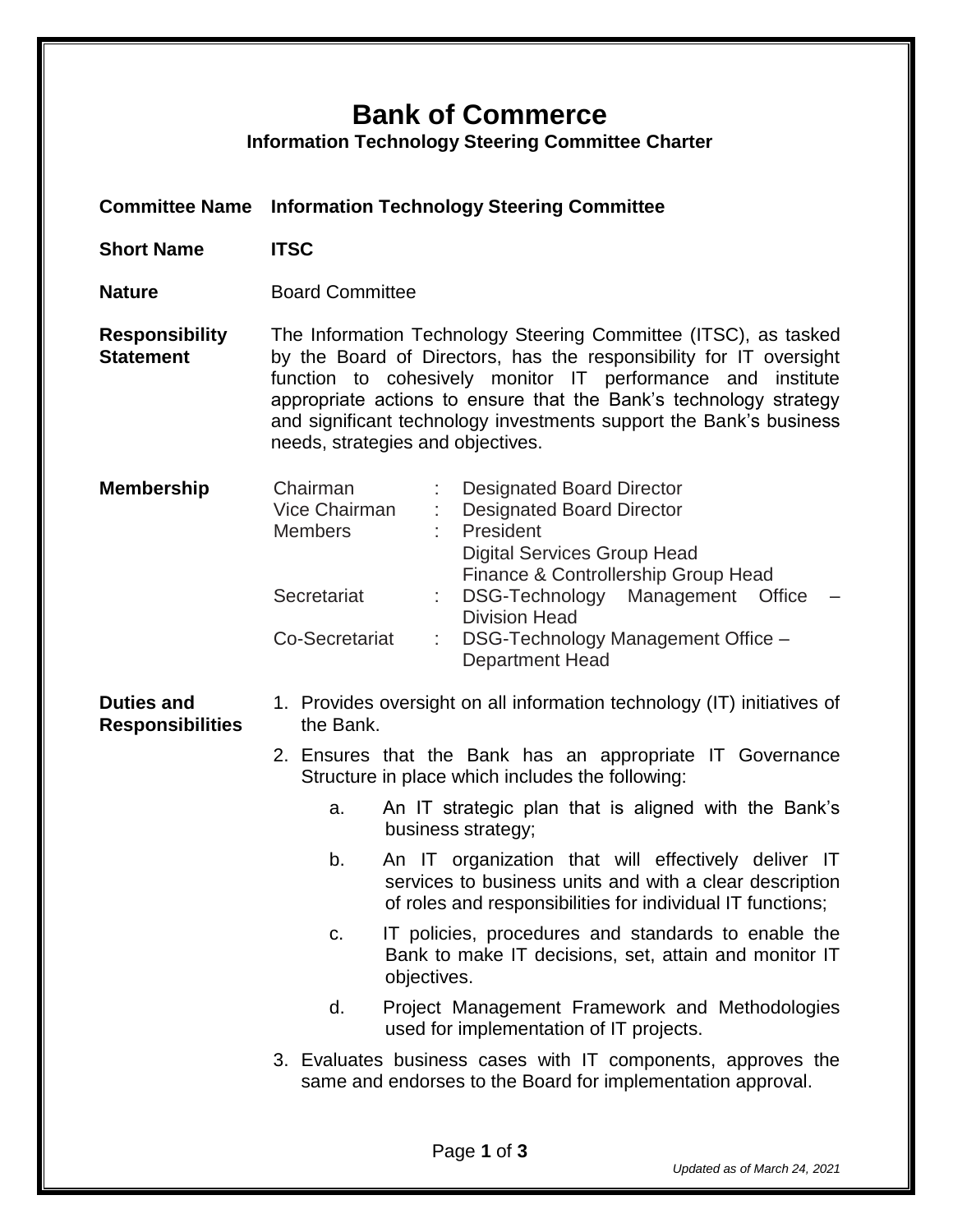# Bank of Commerce

## Information Technology Steering Committee Charter

**Committee Name** **Information Technology Steering Committee**

**Short Name** **ITSC**

**Nature** Board Committee

**Responsibility Statement**

The Information Technology Steering Committee (ITSC), as tasked by the Board of Directors, has the responsibility for IT oversight function to cohesively monitor IT performance and institute appropriate actions to ensure that the Bank's technology strategy and significant technology investments support the Bank's business needs, strategies and objectives.

**Membership**

| | | |
|---|---|---|
| Chairman | : | Designated Board Director |
| Vice Chairman | : | Designated Board Director |
| Members | : | President<br>Digital Services Group Head<br>Finance & Controllership Group Head |
| Secretariat | : | DSG-Technology Management Office – Division Head |
| Co-Secretariat | : | DSG-Technology Management Office – Department Head |

**Duties and Responsibilities**

1. Provides oversight on all information technology (IT) initiatives of the Bank.
2. Ensures that the Bank has an appropriate IT Governance Structure in place which includes the following:
   a. An IT strategic plan that is aligned with the Bank's business strategy;
   b. An IT organization that will effectively deliver IT services to business units and with a clear description of roles and responsibilities for individual IT functions;
   c. IT policies, procedures and standards to enable the Bank to make IT decisions, set, attain and monitor IT objectives.
   d. Project Management Framework and Methodologies used for implementation of IT projects.
3. Evaluates business cases with IT components, approves the same and endorses to the Board for implementation approval.

*Updated as of March 24, 2021*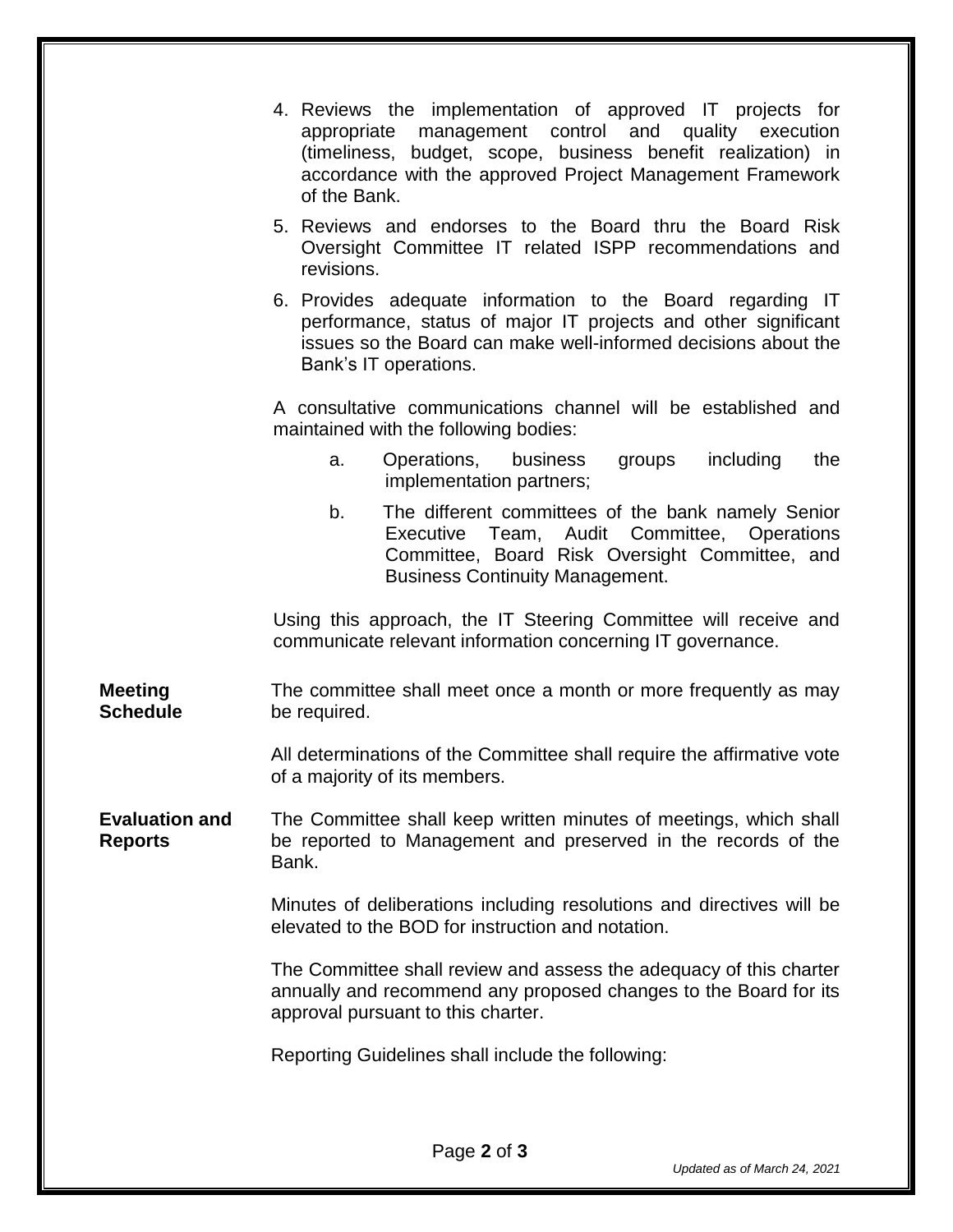4. Reviews the implementation of approved IT projects for appropriate management control and quality execution (timeliness, budget, scope, business benefit realization) in accordance with the approved Project Management Framework of the Bank.
5. Reviews and endorses to the Board thru the Board Risk Oversight Committee IT related ISPP recommendations and revisions.
6. Provides adequate information to the Board regarding IT performance, status of major IT projects and other significant issues so the Board can make well-informed decisions about the Bank's IT operations.

A consultative communications channel will be established and maintained with the following bodies:

a. Operations, business groups including the implementation partners;

b. The different committees of the bank namely Senior Executive Team, Audit Committee, Operations Committee, Board Risk Oversight Committee, and Business Continuity Management.

Using this approach, the IT Steering Committee will receive and communicate relevant information concerning IT governance.

**Meeting Schedule**

The committee shall meet once a month or more frequently as may be required.

All determinations of the Committee shall require the affirmative vote of a majority of its members.

**Evaluation and Reports**

The Committee shall keep written minutes of meetings, which shall be reported to Management and preserved in the records of the Bank.

Minutes of deliberations including resolutions and directives will be elevated to the BOD for instruction and notation.

The Committee shall review and assess the adequacy of this charter annually and recommend any proposed changes to the Board for its approval pursuant to this charter.

Reporting Guidelines shall include the following: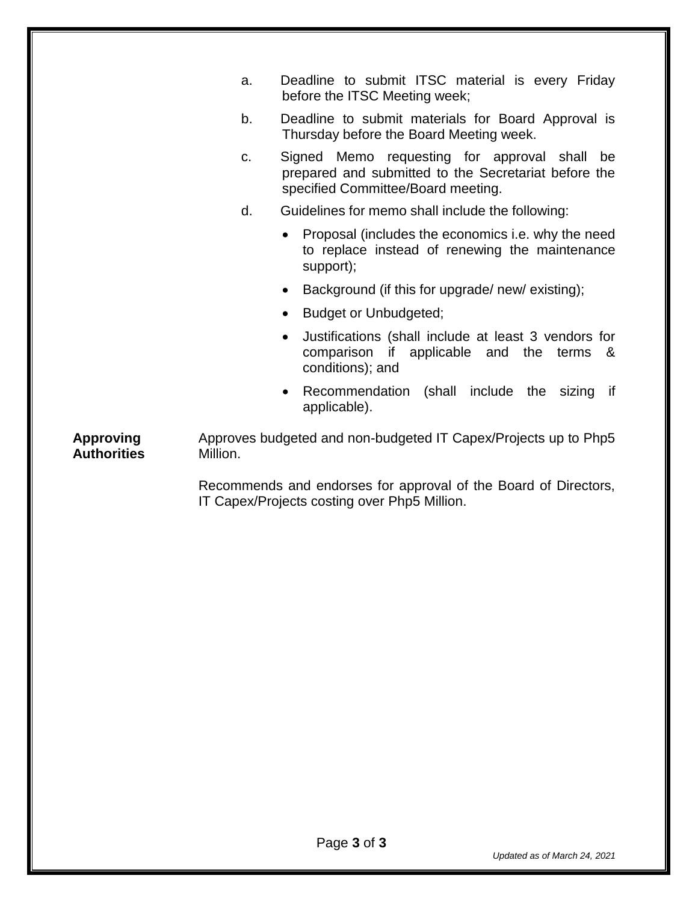a. Deadline to submit ITSC material is every Friday before the ITSC Meeting week;

b. Deadline to submit materials for Board Approval is Thursday before the Board Meeting week.

c. Signed Memo requesting for approval shall be prepared and submitted to the Secretariat before the specified Committee/Board meeting.

d. Guidelines for memo shall include the following:

- Proposal (includes the economics i.e. why the need to replace instead of renewing the maintenance support);
- Background (if this for upgrade/ new/ existing);
- Budget or Unbudgeted;
- Justifications (shall include at least 3 vendors for comparison if applicable and the terms & conditions); and
- Recommendation (shall include the sizing if applicable).

**Approving Authorities**

Approves budgeted and non-budgeted IT Capex/Projects up to Php5 Million.

Recommends and endorses for approval of the Board of Directors, IT Capex/Projects costing over Php5 Million.

*Updated as of March 24, 2021*